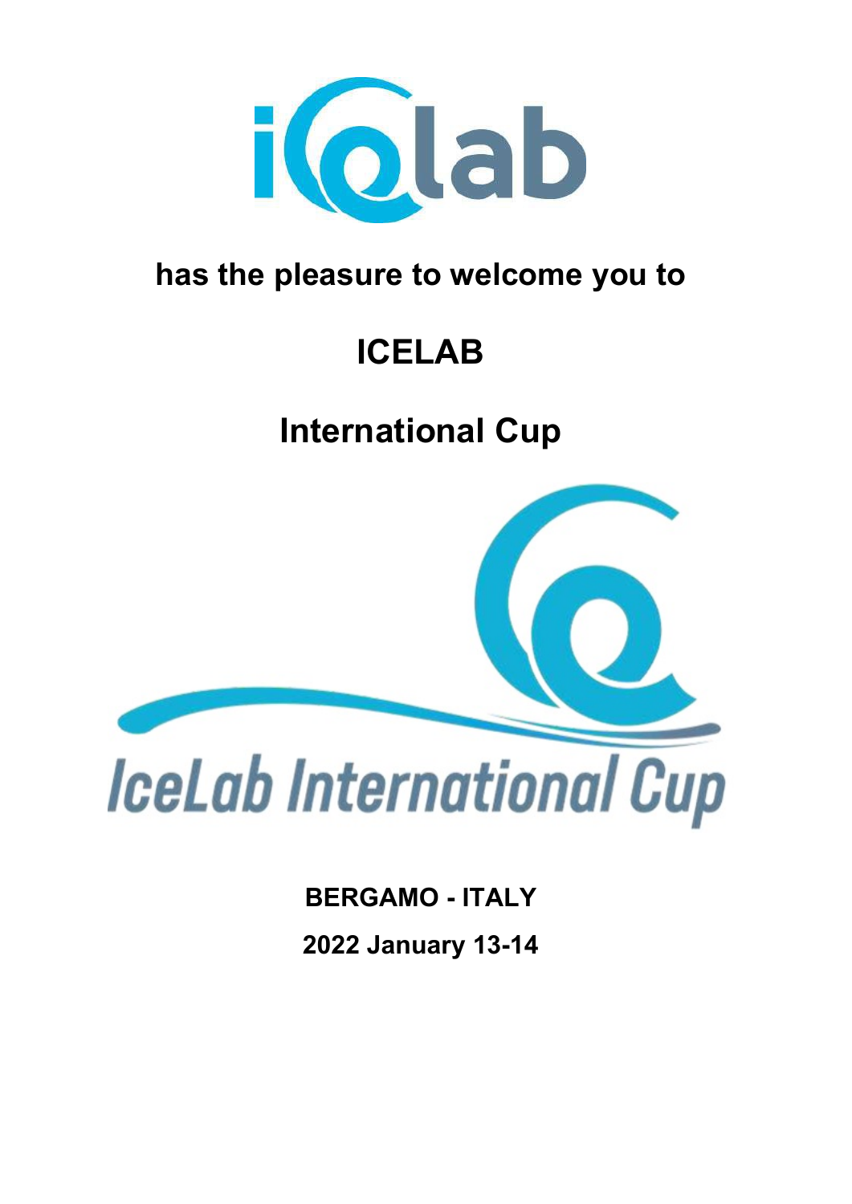has the pleasure to welcome you to

# ICELAB

# International Cup

**BERGAMO - ITALY**

**2022 January 13-14**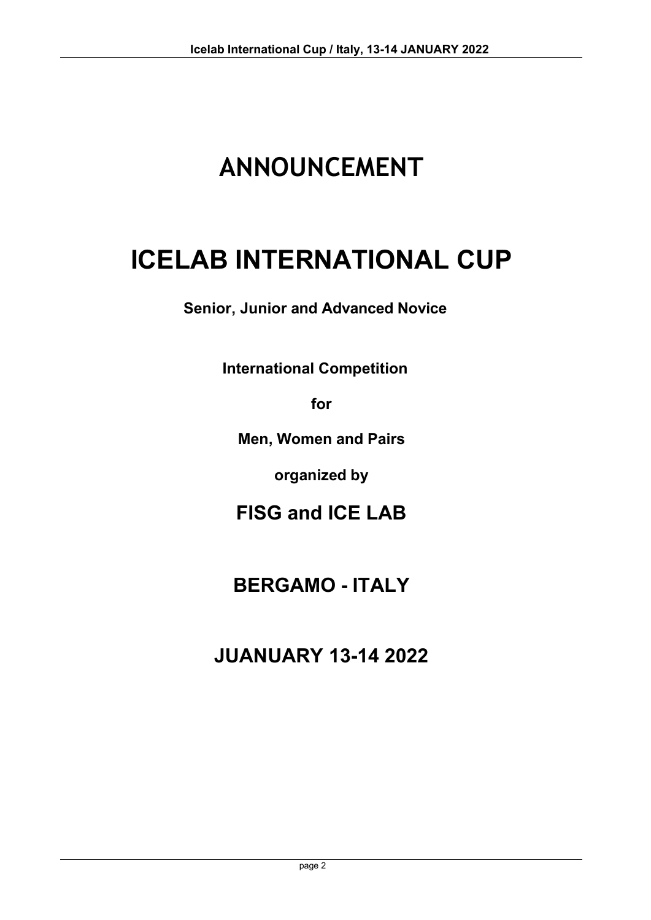# ANNOUNCEMENT

# ICELAB INTERNATIONAL CUP

**Senior, Junior and Advanced Novice**

**International Competition**

**for**

**Men, Women and Pairs**

**organized by**

## FISG and ICE LAB

## BERGAMO - ITALY

## JUANUARY 13-14 2022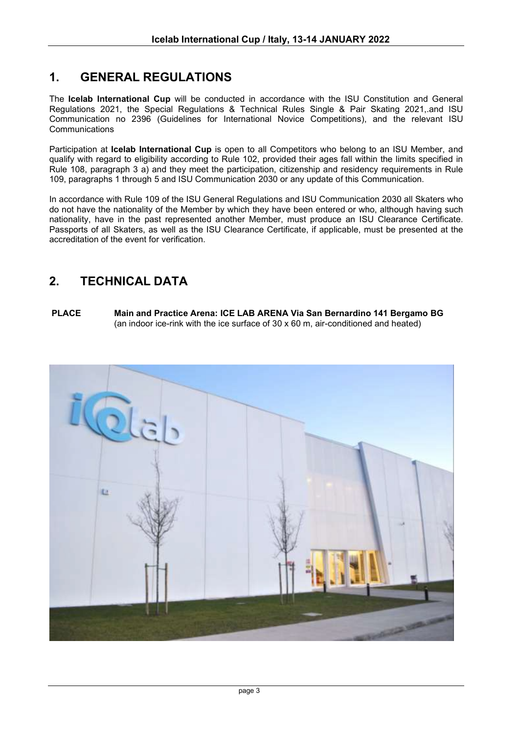## 1. GENERAL REGULATIONS

The **Icelab International Cup** will be conducted in accordance with the ISU Constitution and General Regulations 2021, the Special Regulations & Technical Rules Single & Pair Skating 2021,.and ISU Communication no 2396 (Guidelines for International Novice Competitions), and the relevant ISU Communications

Participation at **Icelab International Cup** is open to all Competitors who belong to an ISU Member, and qualify with regard to eligibility according to Rule 102, provided their ages fall within the limits specified in Rule 108, paragraph 3 a) and they meet the participation, citizenship and residency requirements in Rule 109, paragraphs 1 through 5 and ISU Communication 2030 or any update of this Communication.

In accordance with Rule 109 of the ISU General Regulations and ISU Communication 2030 all Skaters who do not have the nationality of the Member by which they have been entered or who, although having such nationality, have in the past represented another Member, must produce an ISU Clearance Certificate. Passports of all Skaters, as well as the ISU Clearance Certificate, if applicable, must be presented at the accreditation of the event for verification.

## 2. TECHNICAL DATA

**PLACE** **Main and Practice Arena: ICE LAB ARENA Via San Bernardino 141 Bergamo BG**
(an indoor ice-rink with the ice surface of 30 x 60 m, air-conditioned and heated)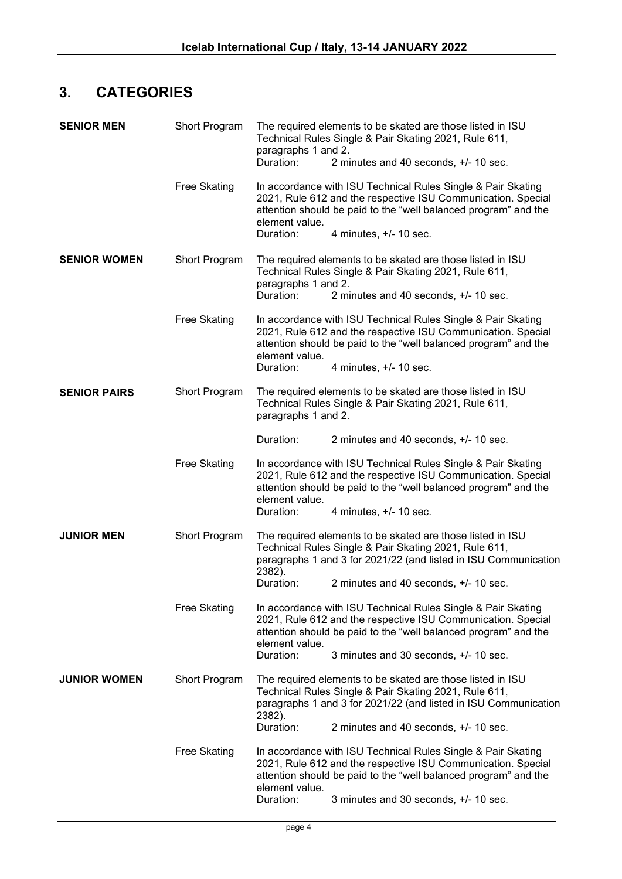## 3. CATEGORIES

| | | |
|---|---|---|
| **SENIOR MEN** | Short Program | The required elements to be skated are those listed in ISU Technical Rules Single & Pair Skating 2021, Rule 611, paragraphs 1 and 2.<br>Duration: 2 minutes and 40 seconds, +/- 10 sec. |
| | Free Skating | In accordance with ISU Technical Rules Single & Pair Skating 2021, Rule 612 and the respective ISU Communication. Special attention should be paid to the "well balanced program" and the element value.<br>Duration: 4 minutes, +/- 10 sec. |
| **SENIOR WOMEN** | Short Program | The required elements to be skated are those listed in ISU Technical Rules Single & Pair Skating 2021, Rule 611, paragraphs 1 and 2.<br>Duration: 2 minutes and 40 seconds, +/- 10 sec. |
| | Free Skating | In accordance with ISU Technical Rules Single & Pair Skating 2021, Rule 612 and the respective ISU Communication. Special attention should be paid to the "well balanced program" and the element value.<br>Duration: 4 minutes, +/- 10 sec. |
| **SENIOR PAIRS** | Short Program | The required elements to be skated are those listed in ISU Technical Rules Single & Pair Skating 2021, Rule 611, paragraphs 1 and 2.<br>Duration: 2 minutes and 40 seconds, +/- 10 sec. |
| | Free Skating | In accordance with ISU Technical Rules Single & Pair Skating 2021, Rule 612 and the respective ISU Communication. Special attention should be paid to the "well balanced program" and the element value.<br>Duration: 4 minutes, +/- 10 sec. |
| **JUNIOR MEN** | Short Program | The required elements to be skated are those listed in ISU Technical Rules Single & Pair Skating 2021, Rule 611, paragraphs 1 and 3 for 2021/22 (and listed in ISU Communication 2382).<br>Duration: 2 minutes and 40 seconds, +/- 10 sec. |
| | Free Skating | In accordance with ISU Technical Rules Single & Pair Skating 2021, Rule 612 and the respective ISU Communication. Special attention should be paid to the "well balanced program" and the element value.<br>Duration: 3 minutes and 30 seconds, +/- 10 sec. |
| **JUNIOR WOMEN** | Short Program | The required elements to be skated are those listed in ISU Technical Rules Single & Pair Skating 2021, Rule 611, paragraphs 1 and 3 for 2021/22 (and listed in ISU Communication 2382).<br>Duration: 2 minutes and 40 seconds, +/- 10 sec. |
| | Free Skating | In accordance with ISU Technical Rules Single & Pair Skating 2021, Rule 612 and the respective ISU Communication. Special attention should be paid to the "well balanced program" and the element value.<br>Duration: 3 minutes and 30 seconds, +/- 10 sec. |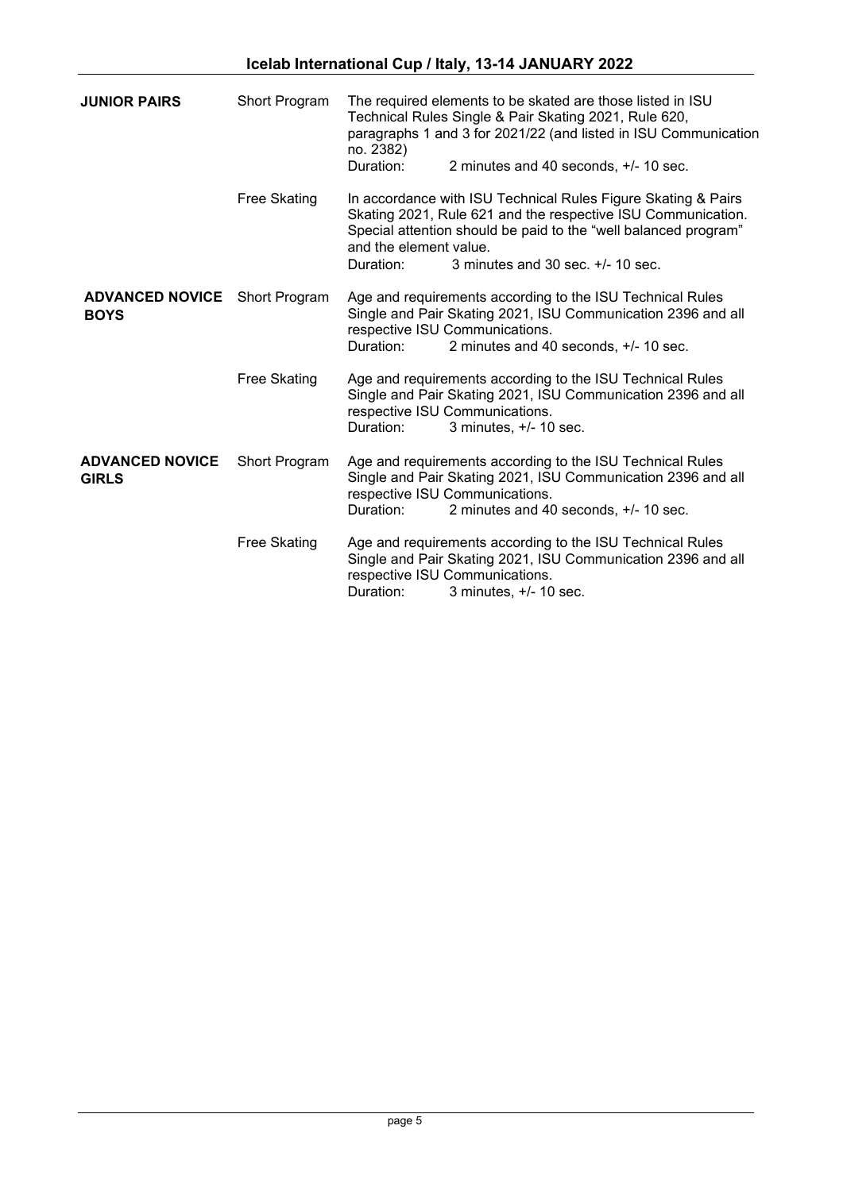| | | |
|---|---|---|
| **JUNIOR PAIRS** | Short Program | The required elements to be skated are those listed in ISU Technical Rules Single & Pair Skating 2021, Rule 620, paragraphs 1 and 3 for 2021/22 (and listed in ISU Communication no. 2382)<br>Duration: 2 minutes and 40 seconds, +/- 10 sec. |
| | Free Skating | In accordance with ISU Technical Rules Figure Skating & Pairs Skating 2021, Rule 621 and the respective ISU Communication. Special attention should be paid to the "well balanced program" and the element value.<br>Duration: 3 minutes and 30 sec. +/- 10 sec. |
| **ADVANCED NOVICE BOYS** | Short Program | Age and requirements according to the ISU Technical Rules Single and Pair Skating 2021, ISU Communication 2396 and all respective ISU Communications.<br>Duration: 2 minutes and 40 seconds, +/- 10 sec. |
| | Free Skating | Age and requirements according to the ISU Technical Rules Single and Pair Skating 2021, ISU Communication 2396 and all respective ISU Communications.<br>Duration: 3 minutes, +/- 10 sec. |
| **ADVANCED NOVICE GIRLS** | Short Program | Age and requirements according to the ISU Technical Rules Single and Pair Skating 2021, ISU Communication 2396 and all respective ISU Communications.<br>Duration: 2 minutes and 40 seconds, +/- 10 sec. |
| | Free Skating | Age and requirements according to the ISU Technical Rules Single and Pair Skating 2021, ISU Communication 2396 and all respective ISU Communications.<br>Duration: 3 minutes, +/- 10 sec. |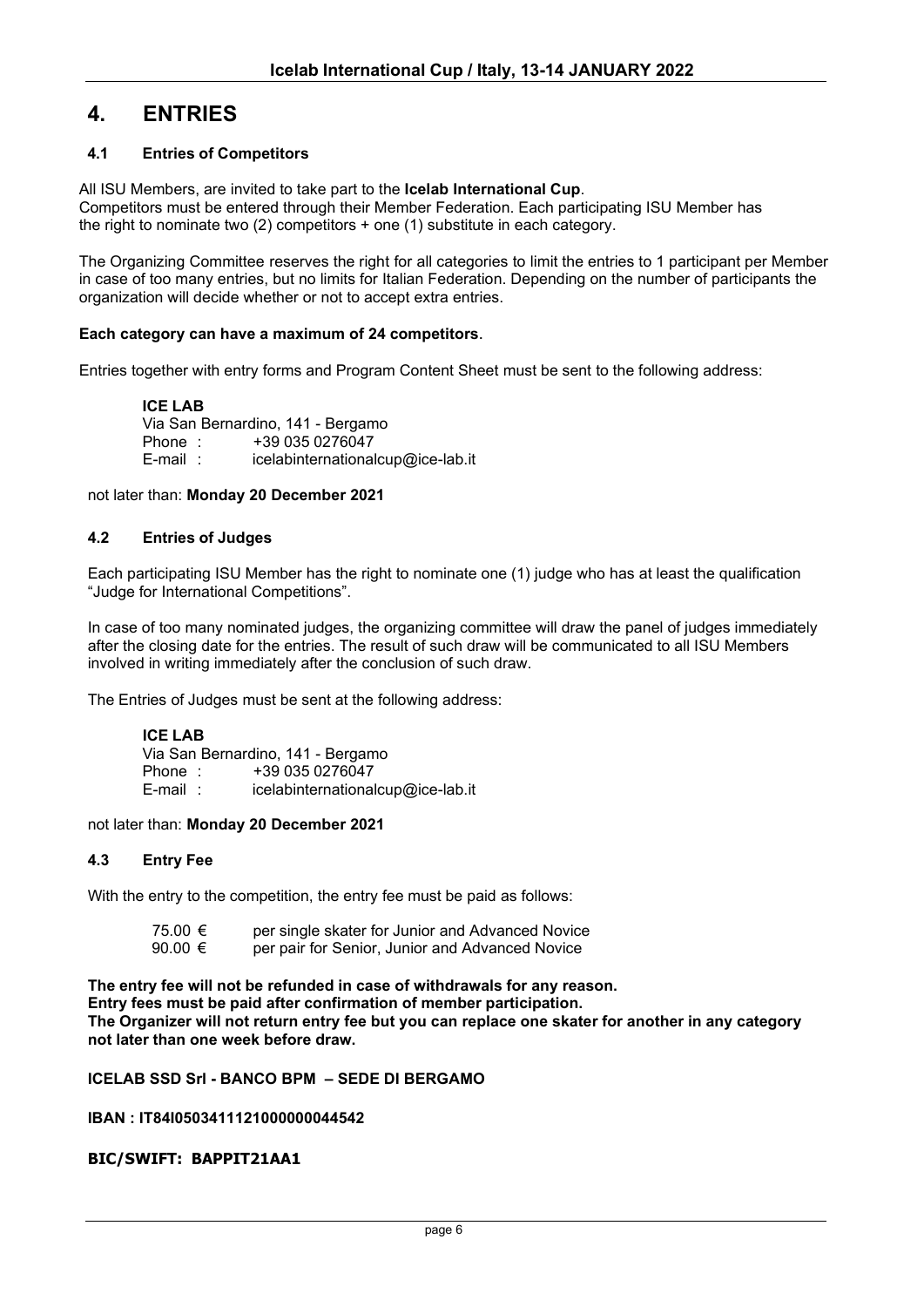# 4. ENTRIES

## 4.1 Entries of Competitors

All ISU Members, are invited to take part to the **Icelab International Cup**.
Competitors must be entered through their Member Federation. Each participating ISU Member has the right to nominate two (2) competitors + one (1) substitute in each category.

The Organizing Committee reserves the right for all categories to limit the entries to 1 participant per Member in case of too many entries, but no limits for Italian Federation. Depending on the number of participants the organization will decide whether or not to accept extra entries.

**Each category can have a maximum of 24 competitors**.

Entries together with entry forms and Program Content Sheet must be sent to the following address:

**ICE LAB**
Via San Bernardino, 141 - Bergamo
Phone : +39 035 0276047
E-mail : icelabinternationalcup@ice-lab.it

not later than: **Monday 20 December 2021**

## 4.2 Entries of Judges

Each participating ISU Member has the right to nominate one (1) judge who has at least the qualification "Judge for International Competitions".

In case of too many nominated judges, the organizing committee will draw the panel of judges immediately after the closing date for the entries. The result of such draw will be communicated to all ISU Members involved in writing immediately after the conclusion of such draw.

The Entries of Judges must be sent at the following address:

**ICE LAB**
Via San Bernardino, 141 - Bergamo
Phone : +39 035 0276047
E-mail : icelabinternationalcup@ice-lab.it

not later than: **Monday 20 December 2021**

## 4.3 Entry Fee

With the entry to the competition, the entry fee must be paid as follows:

| | |
|---|---|
| 75.00 € | per single skater for Junior and Advanced Novice |
| 90.00 € | per pair for Senior, Junior and Advanced Novice |

**The entry fee will not be refunded in case of withdrawals for any reason.**
**Entry fees must be paid after confirmation of member participation.**
**The Organizer will not return entry fee but you can replace one skater for another in any category not later than one week before draw.**

**ICELAB SSD Srl - BANCO BPM – SEDE DI BERGAMO**

**IBAN : IT84I0503411121000000044542**

**BIC/SWIFT: BAPPIT21AA1**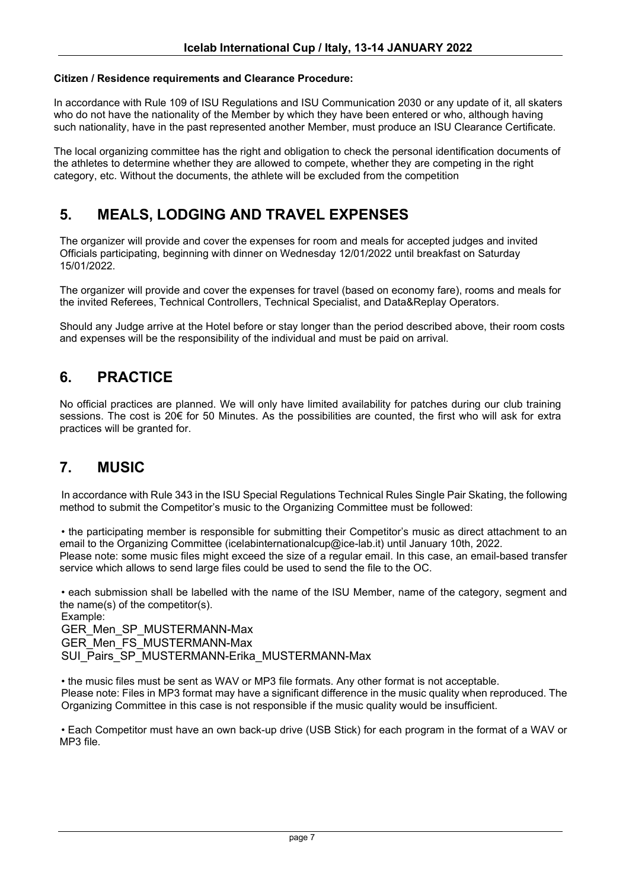**Citizen / Residence requirements and Clearance Procedure:**

In accordance with Rule 109 of ISU Regulations and ISU Communication 2030 or any update of it, all skaters who do not have the nationality of the Member by which they have been entered or who, although having such nationality, have in the past represented another Member, must produce an ISU Clearance Certificate.

The local organizing committee has the right and obligation to check the personal identification documents of the athletes to determine whether they are allowed to compete, whether they are competing in the right category, etc. Without the documents, the athlete will be excluded from the competition

## 5. MEALS, LODGING AND TRAVEL EXPENSES

The organizer will provide and cover the expenses for room and meals for accepted judges and invited Officials participating, beginning with dinner on Wednesday 12/01/2022 until breakfast on Saturday 15/01/2022.

The organizer will provide and cover the expenses for travel (based on economy fare), rooms and meals for the invited Referees, Technical Controllers, Technical Specialist, and Data&Replay Operators.

Should any Judge arrive at the Hotel before or stay longer than the period described above, their room costs and expenses will be the responsibility of the individual and must be paid on arrival.

## 6. PRACTICE

No official practices are planned. We will only have limited availability for patches during our club training sessions. The cost is 20€ for 50 Minutes. As the possibilities are counted, the first who will ask for extra practices will be granted for.

## 7. MUSIC

In accordance with Rule 343 in the ISU Special Regulations Technical Rules Single Pair Skating, the following method to submit the Competitor's music to the Organizing Committee must be followed:

• the participating member is responsible for submitting their Competitor's music as direct attachment to an email to the Organizing Committee (icelabinternationalcup@ice-lab.it) until January 10th, 2022.
Please note: some music files might exceed the size of a regular email. In this case, an email-based transfer service which allows to send large files could be used to send the file to the OC.

• each submission shall be labelled with the name of the ISU Member, name of the category, segment and the name(s) of the competitor(s).
Example:
GER_Men_SP_MUSTERMANN-Max
GER_Men_FS_MUSTERMANN-Max
SUI_Pairs_SP_MUSTERMANN-Erika_MUSTERMANN-Max

• the music files must be sent as WAV or MP3 file formats. Any other format is not acceptable.
Please note: Files in MP3 format may have a significant difference in the music quality when reproduced. The Organizing Committee in this case is not responsible if the music quality would be insufficient.

• Each Competitor must have an own back-up drive (USB Stick) for each program in the format of a WAV or MP3 file.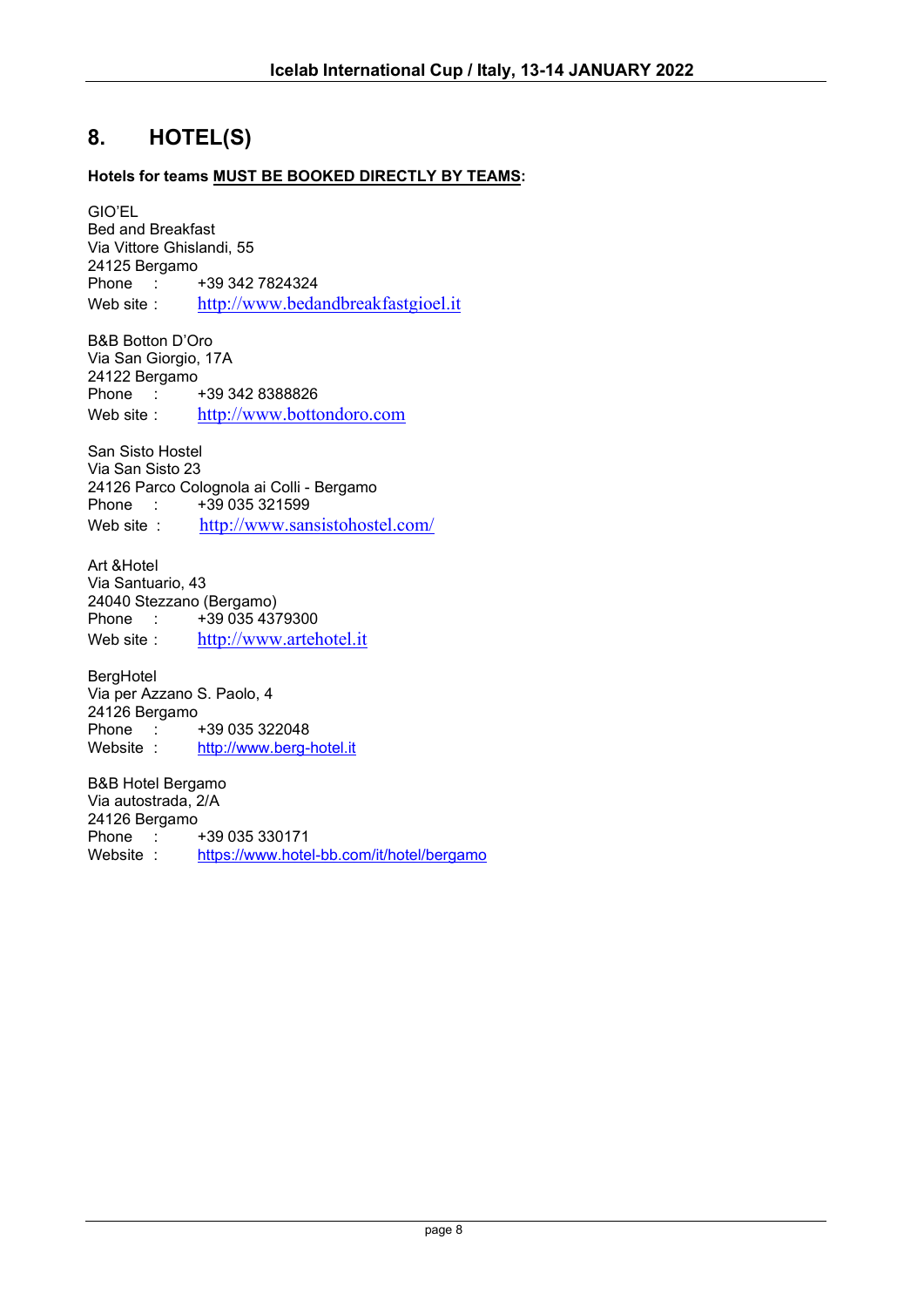## 8. HOTEL(S)

**Hotels for teams <u>MUST BE BOOKED DIRECTLY BY TEAMS</u>:**

GIO'EL
Bed and Breakfast
Via Vittore Ghislandi, 55
24125 Bergamo
Phone : +39 342 7824324
Web site : http://www.bedandbreakfastgioel.it

B&B Botton D'Oro
Via San Giorgio, 17A
24122 Bergamo
Phone : +39 342 8388826
Web site : http://www.bottondoro.com

San Sisto Hostel
Via San Sisto 23
24126 Parco Colognola ai Colli - Bergamo
Phone : +39 035 321599
Web site : http://www.sansistohostel.com/

Art &Hotel
Via Santuario, 43
24040 Stezzano (Bergamo)
Phone : +39 035 4379300
Web site : http://www.artehotel.it

BergHotel
Via per Azzano S. Paolo, 4
24126 Bergamo
Phone : +39 035 322048
Website : http://www.berg-hotel.it

B&B Hotel Bergamo
Via autostrada, 2/A
24126 Bergamo
Phone : +39 035 330171
Website : https://www.hotel-bb.com/it/hotel/bergamo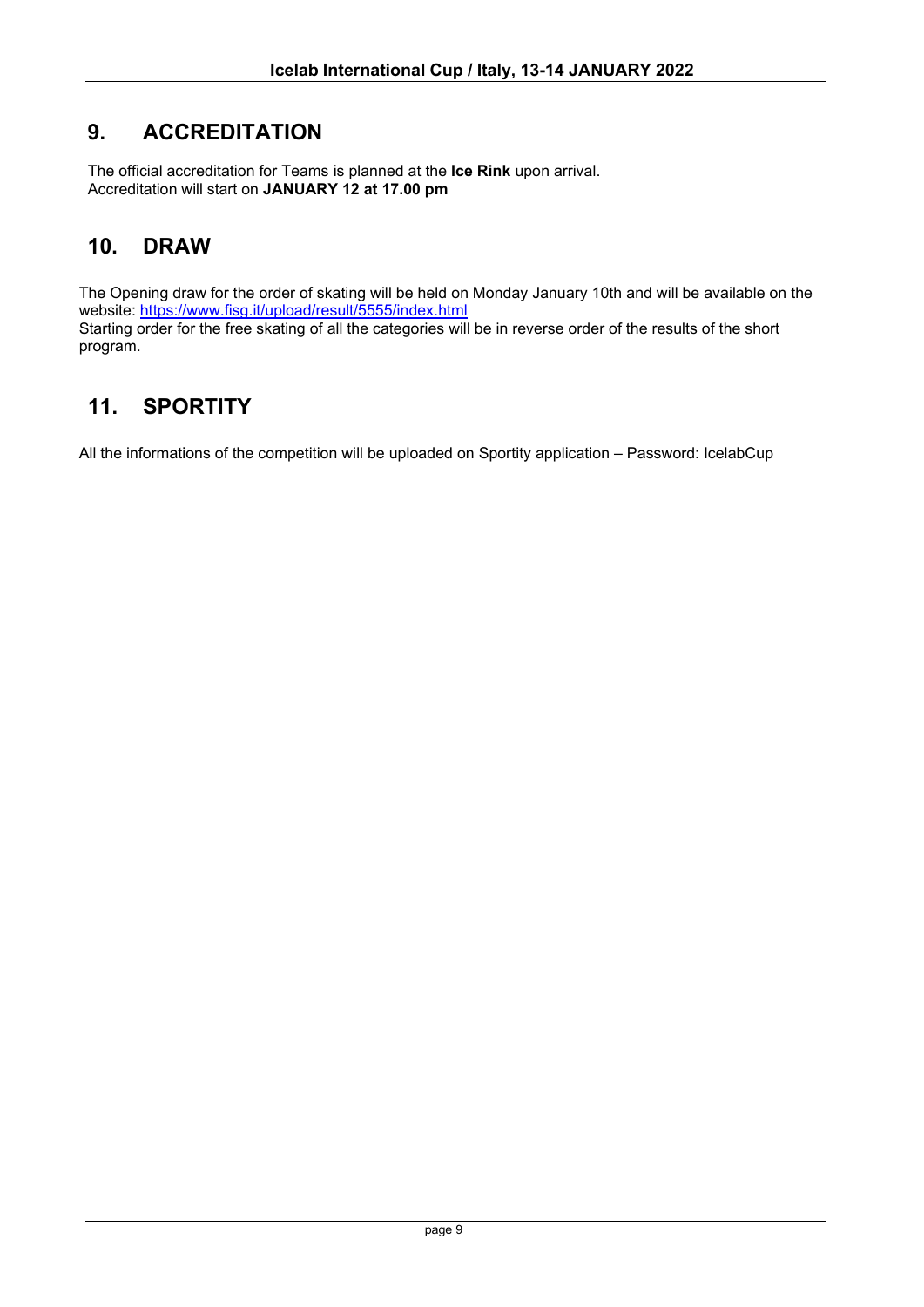## 9. ACCREDITATION

The official accreditation for Teams is planned at the **Ice Rink** upon arrival.
Accreditation will start on **JANUARY 12 at 17.00 pm**

## 10. DRAW

The Opening draw for the order of skating will be held on Monday January 10th and will be available on the website: [https://www.fisg.it/upload/result/5555/index.html](https://www.fisg.it/upload/result/5555/index.html)
Starting order for the free skating of all the categories will be in reverse order of the results of the short program.

## 11. SPORTITY

All the informations of the competition will be uploaded on Sportity application – Password: IcelabCup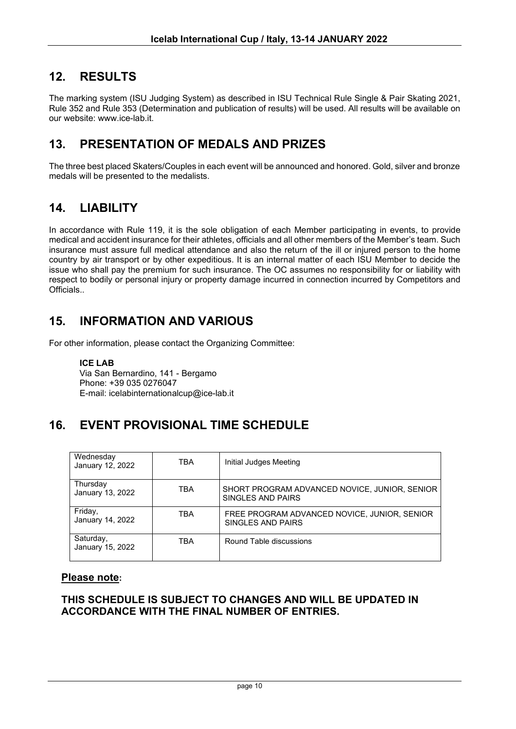## 12. RESULTS

The marking system (ISU Judging System) as described in ISU Technical Rule Single & Pair Skating 2021, Rule 352 and Rule 353 (Determination and publication of results) will be used. All results will be available on our website: www.ice-lab.it.

## 13. PRESENTATION OF MEDALS AND PRIZES

The three best placed Skaters/Couples in each event will be announced and honored. Gold, silver and bronze medals will be presented to the medalists.

## 14. LIABILITY

In accordance with Rule 119, it is the sole obligation of each Member participating in events, to provide medical and accident insurance for their athletes, officials and all other members of the Member's team. Such insurance must assure full medical attendance and also the return of the ill or injured person to the home country by air transport or by other expeditious. It is an internal matter of each ISU Member to decide the issue who shall pay the premium for such insurance. The OC assumes no responsibility for or liability with respect to bodily or personal injury or property damage incurred in connection incurred by Competitors and Officials..

## 15. INFORMATION AND VARIOUS

For other information, please contact the Organizing Committee:

**ICE LAB**
Via San Bernardino, 141 - Bergamo
Phone: +39 035 0276047
E-mail: icelabinternationalcup@ice-lab.it

## 16. EVENT PROVISIONAL TIME SCHEDULE

| | | |
|---|---|---|
| Wednesday January 12, 2022 | TBA | Initial Judges Meeting |
| Thursday January 13, 2022 | TBA | SHORT PROGRAM ADVANCED NOVICE, JUNIOR, SENIOR SINGLES AND PAIRS |
| Friday, January 14, 2022 | TBA | FREE PROGRAM ADVANCED NOVICE, JUNIOR, SENIOR SINGLES AND PAIRS |
| Saturday, January 15, 2022 | TBA | Round Table discussions |

**Please note:**

**THIS SCHEDULE IS SUBJECT TO CHANGES AND WILL BE UPDATED IN ACCORDANCE WITH THE FINAL NUMBER OF ENTRIES.**